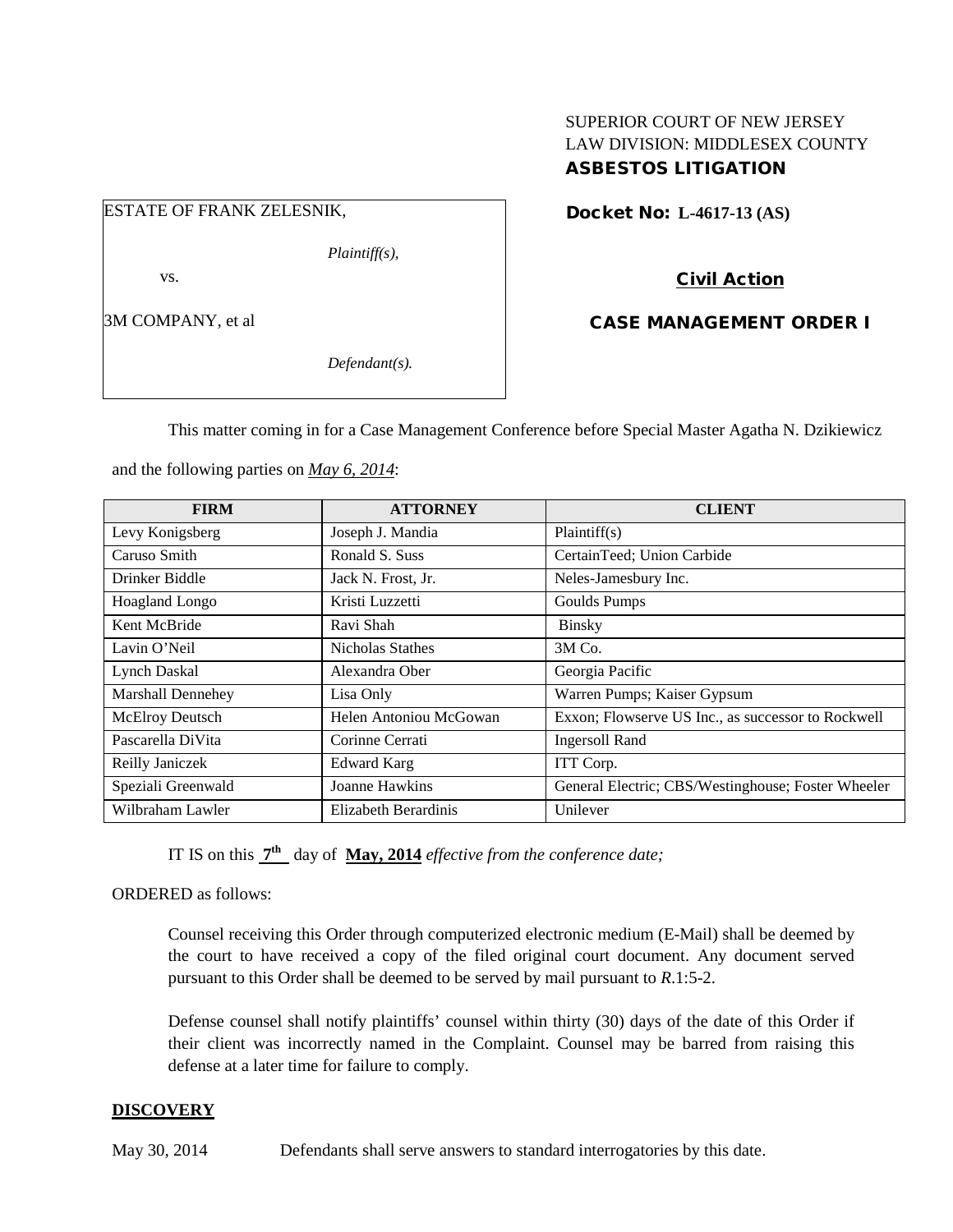SUPERIOR COURT OF NEW JERSEY
LAW DIVISION: MIDDLESEX COUNTY
**ASBESTOS LITIGATION**

ESTATE OF FRANK ZELESNIK,

*Plaintiff(s),*

vs.

3M COMPANY, et al

*Defendant(s).*

**Docket No: L-4617-13 (AS)**

**Civil Action**

**CASE MANAGEMENT ORDER I**

This matter coming in for a Case Management Conference before Special Master Agatha N. Dzikiewicz and the following parties on *May 6, 2014*:

| FIRM | ATTORNEY | CLIENT |
|---|---|---|
| Levy Konigsberg | Joseph J. Mandia | Plaintiff(s) |
| Caruso Smith | Ronald S. Suss | CertainTeed; Union Carbide |
| Drinker Biddle | Jack N. Frost, Jr. | Neles-Jamesbury Inc. |
| Hoagland Longo | Kristi Luzzetti | Goulds Pumps |
| Kent McBride | Ravi Shah | Binsky |
| Lavin O'Neil | Nicholas Stathes | 3M Co. |
| Lynch Daskal | Alexandra Ober | Georgia Pacific |
| Marshall Dennehey | Lisa Only | Warren Pumps; Kaiser Gypsum |
| McElroy Deutsch | Helen Antoniou McGowan | Exxon; Flowserve US Inc., as successor to Rockwell |
| Pascarella DiVita | Corinne Cerrati | Ingersoll Rand |
| Reilly Janiczek | Edward Karg | ITT Corp. |
| Speziali Greenwald | Joanne Hawkins | General Electric; CBS/Westinghouse; Foster Wheeler |
| Wilbraham Lawler | Elizabeth Berardinis | Unilever |

IT IS on this **7th** day of **May, 2014** *effective from the conference date;*

ORDERED as follows:

Counsel receiving this Order through computerized electronic medium (E-Mail) shall be deemed by the court to have received a copy of the filed original court document. Any document served pursuant to this Order shall be deemed to be served by mail pursuant to *R*.1:5-2.

Defense counsel shall notify plaintiffs' counsel within thirty (30) days of the date of this Order if their client was incorrectly named in the Complaint. Counsel may be barred from raising this defense at a later time for failure to comply.

**DISCOVERY**

May 30, 2014 Defendants shall serve answers to standard interrogatories by this date.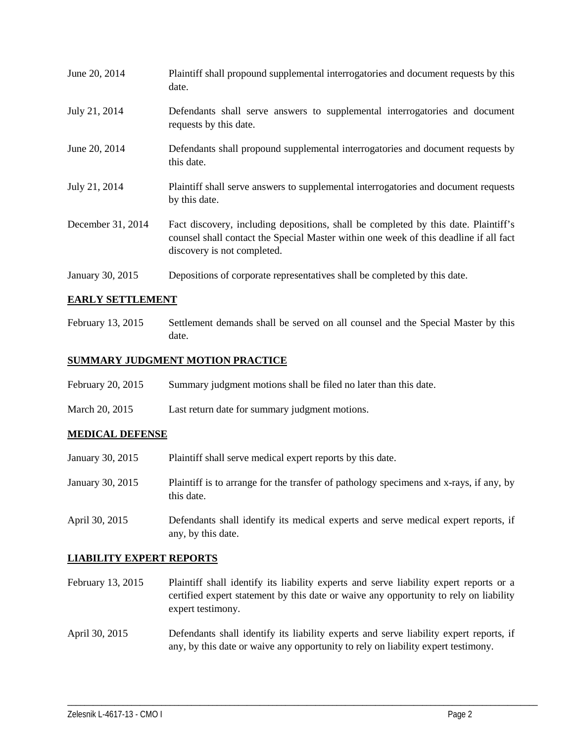| | |
|---|---|
| June 20, 2014 | Plaintiff shall propound supplemental interrogatories and document requests by this date. |
| July 21, 2014 | Defendants shall serve answers to supplemental interrogatories and document requests by this date. |
| June 20, 2014 | Defendants shall propound supplemental interrogatories and document requests by this date. |
| July 21, 2014 | Plaintiff shall serve answers to supplemental interrogatories and document requests by this date. |
| December 31, 2014 | Fact discovery, including depositions, shall be completed by this date. Plaintiff's counsel shall contact the Special Master within one week of this deadline if all fact discovery is not completed. |
| January 30, 2015 | Depositions of corporate representatives shall be completed by this date. |

## EARLY SETTLEMENT

| | |
|---|---|
| February 13, 2015 | Settlement demands shall be served on all counsel and the Special Master by this date. |

## SUMMARY JUDGMENT MOTION PRACTICE

| | |
|---|---|
| February 20, 2015 | Summary judgment motions shall be filed no later than this date. |
| March 20, 2015 | Last return date for summary judgment motions. |

## MEDICAL DEFENSE

| | |
|---|---|
| January 30, 2015 | Plaintiff shall serve medical expert reports by this date. |
| January 30, 2015 | Plaintiff is to arrange for the transfer of pathology specimens and x-rays, if any, by this date. |
| April 30, 2015 | Defendants shall identify its medical experts and serve medical expert reports, if any, by this date. |

## LIABILITY EXPERT REPORTS

| | |
|---|---|
| February 13, 2015 | Plaintiff shall identify its liability experts and serve liability expert reports or a certified expert statement by this date or waive any opportunity to rely on liability expert testimony. |
| April 30, 2015 | Defendants shall identify its liability experts and serve liability expert reports, if any, by this date or waive any opportunity to rely on liability expert testimony. |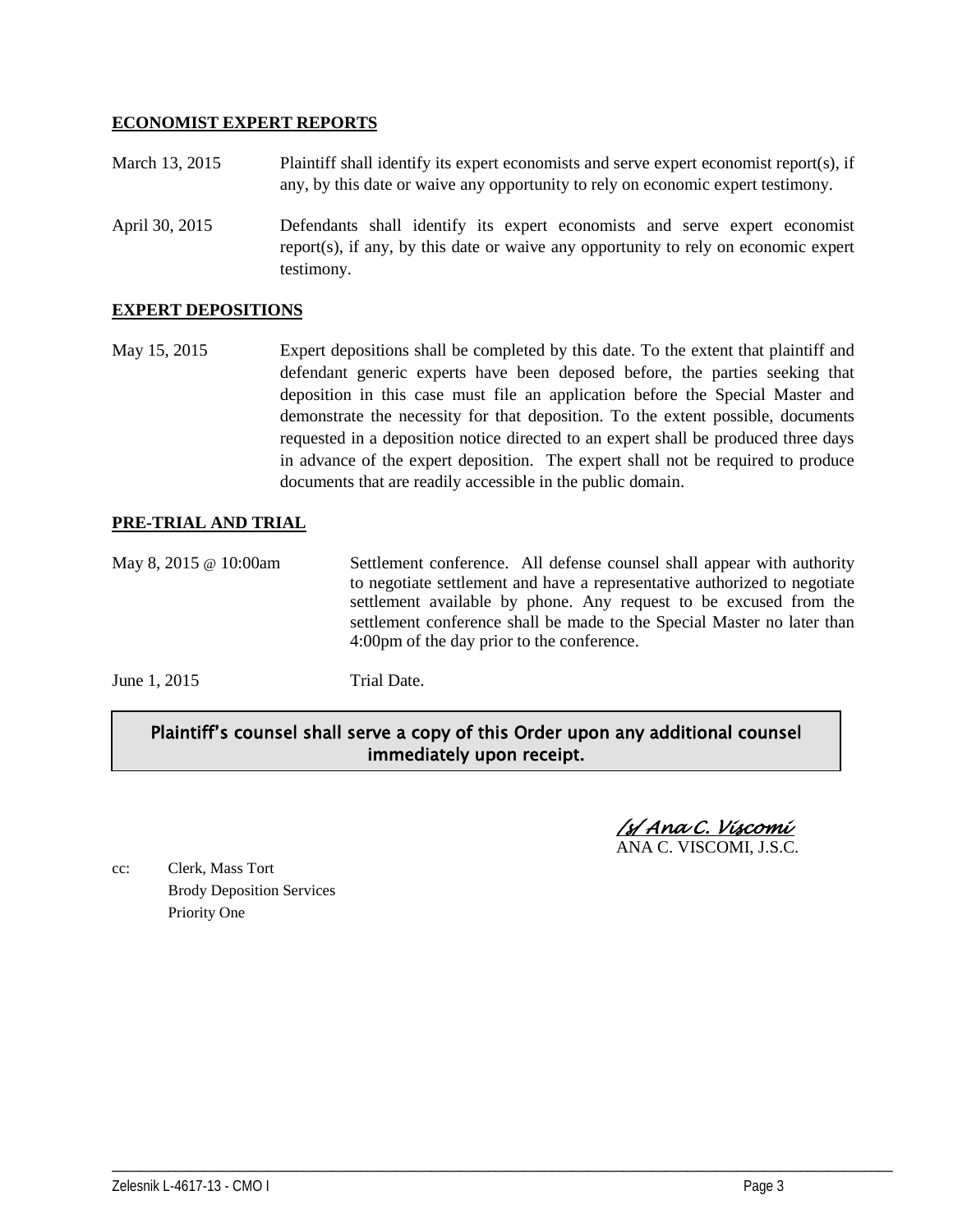**ECONOMIST EXPERT REPORTS**

| | |
|---|---|
| March 13, 2015 | Plaintiff shall identify its expert economists and serve expert economist report(s), if any, by this date or waive any opportunity to rely on economic expert testimony. |
| April 30, 2015 | Defendants shall identify its expert economists and serve expert economist report(s), if any, by this date or waive any opportunity to rely on economic expert testimony. |

**EXPERT DEPOSITIONS**

| | |
|---|---|
| May 15, 2015 | Expert depositions shall be completed by this date. To the extent that plaintiff and defendant generic experts have been deposed before, the parties seeking that deposition in this case must file an application before the Special Master and demonstrate the necessity for that deposition. To the extent possible, documents requested in a deposition notice directed to an expert shall be produced three days in advance of the expert deposition. The expert shall not be required to produce documents that are readily accessible in the public domain. |

**PRE-TRIAL AND TRIAL**

| | |
|---|---|
| May 8, 2015 @ 10:00am | Settlement conference. All defense counsel shall appear with authority to negotiate settlement and have a representative authorized to negotiate settlement available by phone. Any request to be excused from the settlement conference shall be made to the Special Master no later than 4:00pm of the day prior to the conference. |
| June 1, 2015 | Trial Date. |

**Plaintiff's counsel shall serve a copy of this Order upon any additional counsel immediately upon receipt.**

/s/ Ana C. Viscomi
ANA C. VISCOMI, J.S.C.

cc: Clerk, Mass Tort
Brody Deposition Services
Priority One